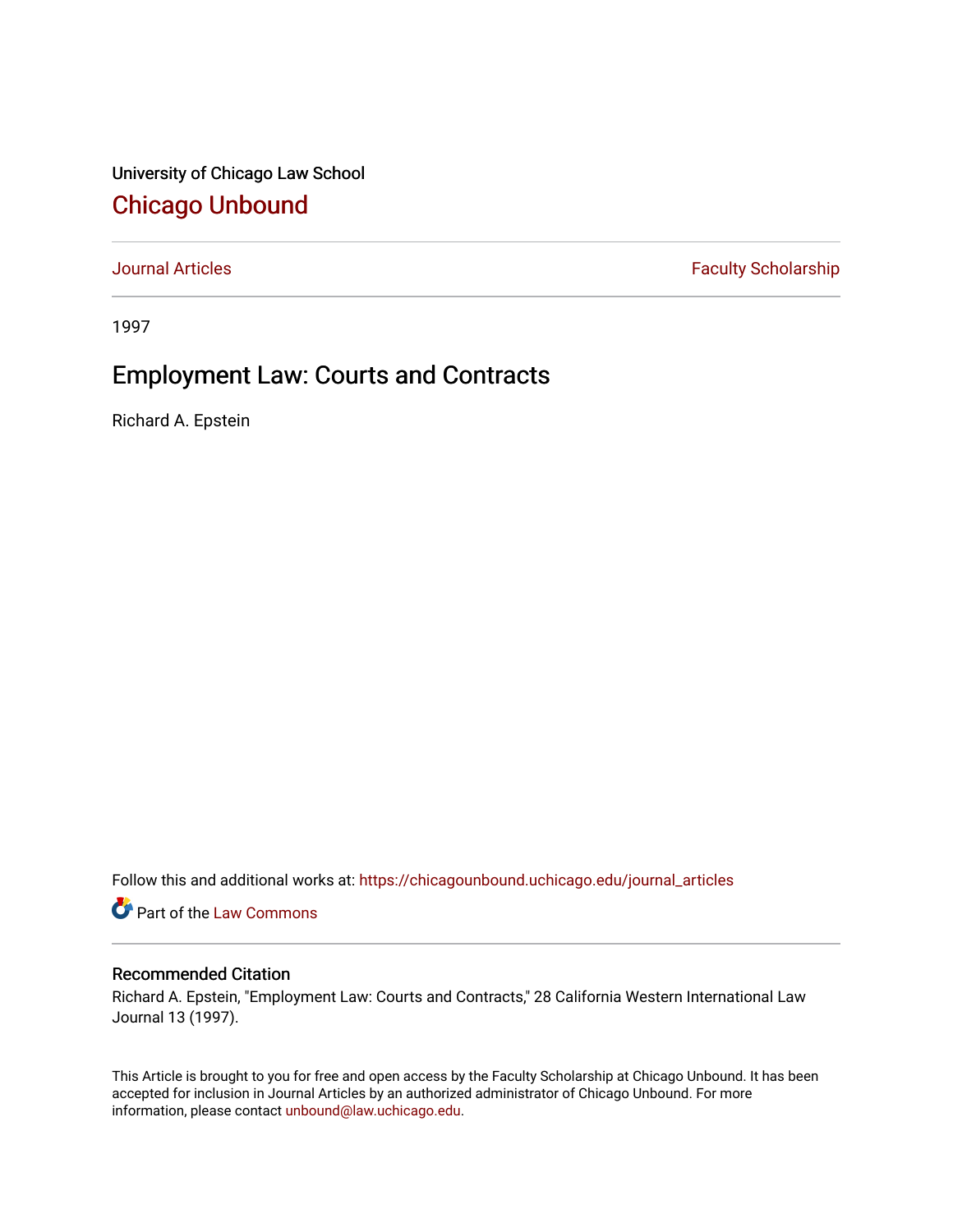University of Chicago Law School

# Chicago Unbound

Journal Articles | Faculty Scholarship

1997

## Employment Law: Courts and Contracts

Richard A. Epstein

Follow this and additional works at: https://chicagounbound.uchicago.edu/journal_articles

Part of the Law Commons

### Recommended Citation

Richard A. Epstein, "Employment Law: Courts and Contracts," 28 California Western International Law Journal 13 (1997).

This Article is brought to you for free and open access by the Faculty Scholarship at Chicago Unbound. It has been accepted for inclusion in Journal Articles by an authorized administrator of Chicago Unbound. For more information, please contact unbound@law.uchicago.edu.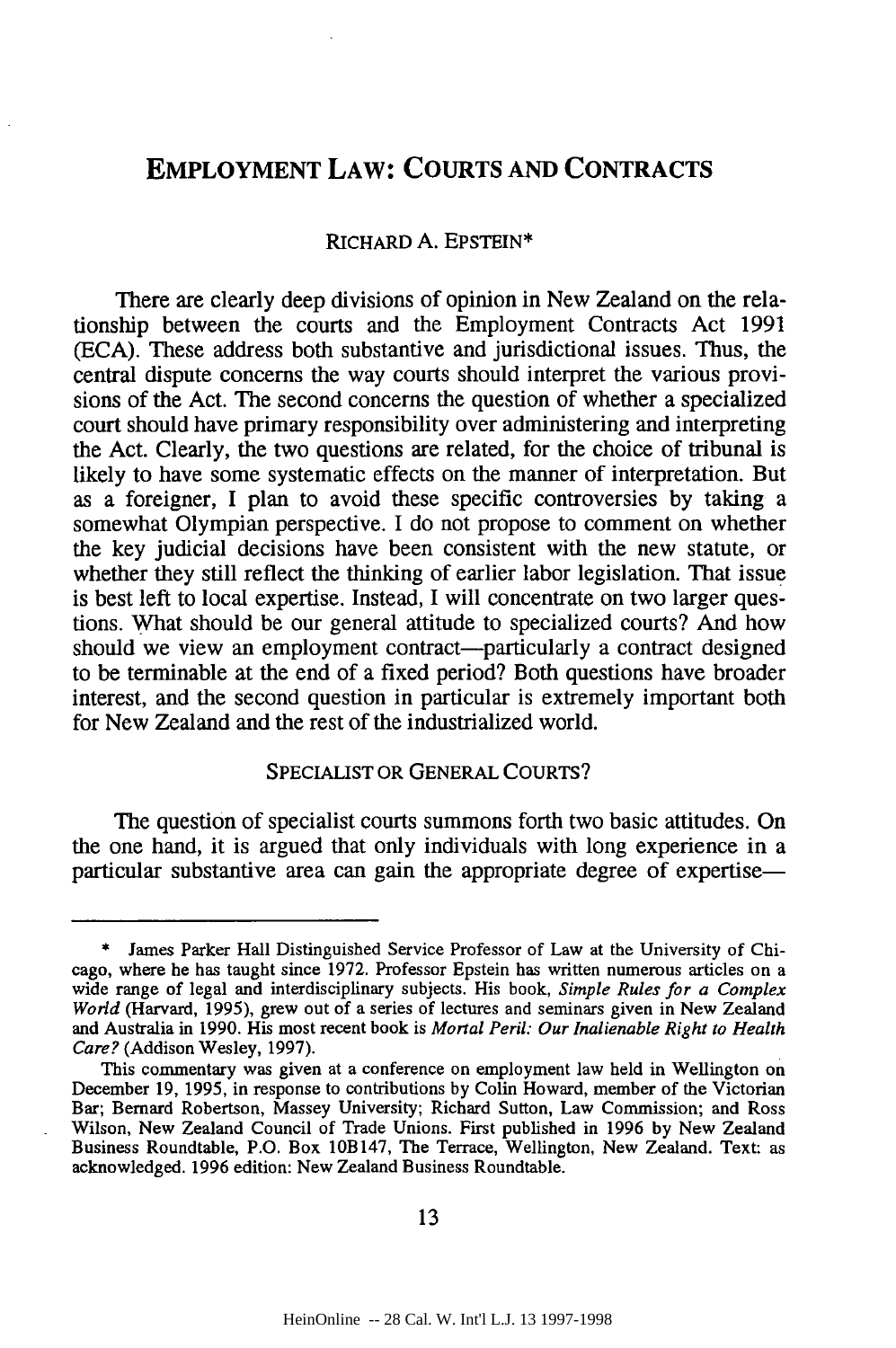# EMPLOYMENT LAW: COURTS AND CONTRACTS

RICHARD A. EPSTEIN*

There are clearly deep divisions of opinion in New Zealand on the relationship between the courts and the Employment Contracts Act 1991 (ECA). These address both substantive and jurisdictional issues. Thus, the central dispute concerns the way courts should interpret the various provisions of the Act. The second concerns the question of whether a specialized court should have primary responsibility over administering and interpreting the Act. Clearly, the two questions are related, for the choice of tribunal is likely to have some systematic effects on the manner of interpretation. But as a foreigner, I plan to avoid these specific controversies by taking a somewhat Olympian perspective. I do not propose to comment on whether the key judicial decisions have been consistent with the new statute, or whether they still reflect the thinking of earlier labor legislation. That issue is best left to local expertise. Instead, I will concentrate on two larger questions. What should be our general attitude to specialized courts? And how should we view an employment contract—particularly a contract designed to be terminable at the end of a fixed period? Both questions have broader interest, and the second question in particular is extremely important both for New Zealand and the rest of the industrialized world.

## SPECIALIST OR GENERAL COURTS?

The question of specialist courts summons forth two basic attitudes. On the one hand, it is argued that only individuals with long experience in a particular substantive area can gain the appropriate degree of expertise—

---

\* James Parker Hall Distinguished Service Professor of Law at the University of Chicago, where he has taught since 1972. Professor Epstein has written numerous articles on a wide range of legal and interdisciplinary subjects. His book, *Simple Rules for a Complex World* (Harvard, 1995), grew out of a series of lectures and seminars given in New Zealand and Australia in 1990. His most recent book is *Mortal Peril: Our Inalienable Right to Health Care?* (Addison Wesley, 1997).

This commentary was given at a conference on employment law held in Wellington on December 19, 1995, in response to contributions by Colin Howard, member of the Victorian Bar; Bernard Robertson, Massey University; Richard Sutton, Law Commission; and Ross Wilson, New Zealand Council of Trade Unions. First published in 1996 by New Zealand Business Roundtable, P.O. Box 10B147, The Terrace, Wellington, New Zealand. Text: as acknowledged. 1996 edition: New Zealand Business Roundtable.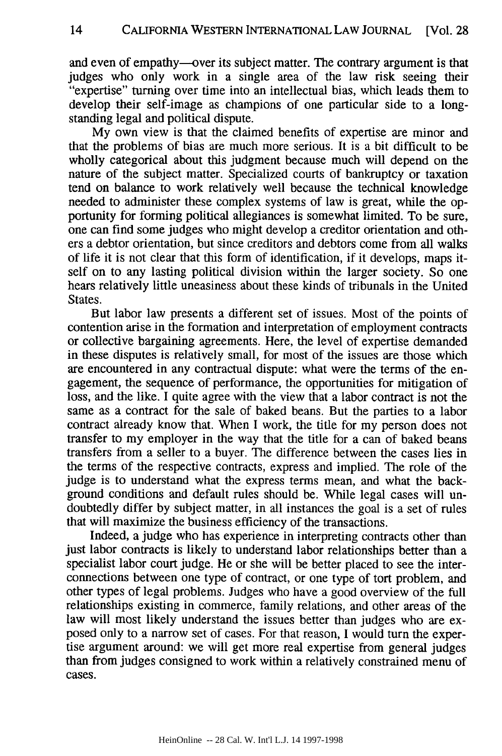and even of empathy—over its subject matter. The contrary argument is that judges who only work in a single area of the law risk seeing their "expertise" turning over time into an intellectual bias, which leads them to develop their self-image as champions of one particular side to a long-standing legal and political dispute.

My own view is that the claimed benefits of expertise are minor and that the problems of bias are much more serious. It is a bit difficult to be wholly categorical about this judgment because much will depend on the nature of the subject matter. Specialized courts of bankruptcy or taxation tend on balance to work relatively well because the technical knowledge needed to administer these complex systems of law is great, while the opportunity for forming political allegiances is somewhat limited. To be sure, one can find some judges who might develop a creditor orientation and others a debtor orientation, but since creditors and debtors come from all walks of life it is not clear that this form of identification, if it develops, maps itself on to any lasting political division within the larger society. So one hears relatively little uneasiness about these kinds of tribunals in the United States.

But labor law presents a different set of issues. Most of the points of contention arise in the formation and interpretation of employment contracts or collective bargaining agreements. Here, the level of expertise demanded in these disputes is relatively small, for most of the issues are those which are encountered in any contractual dispute: what were the terms of the engagement, the sequence of performance, the opportunities for mitigation of loss, and the like. I quite agree with the view that a labor contract is not the same as a contract for the sale of baked beans. But the parties to a labor contract already know that. When I work, the title for my person does not transfer to my employer in the way that the title for a can of baked beans transfers from a seller to a buyer. The difference between the cases lies in the terms of the respective contracts, express and implied. The role of the judge is to understand what the express terms mean, and what the background conditions and default rules should be. While legal cases will undoubtedly differ by subject matter, in all instances the goal is a set of rules that will maximize the business efficiency of the transactions.

Indeed, a judge who has experience in interpreting contracts other than just labor contracts is likely to understand labor relationships better than a specialist labor court judge. He or she will be better placed to see the interconnections between one type of contract, or one type of tort problem, and other types of legal problems. Judges who have a good overview of the full relationships existing in commerce, family relations, and other areas of the law will most likely understand the issues better than judges who are exposed only to a narrow set of cases. For that reason, I would turn the expertise argument around: we will get more real expertise from general judges than from judges consigned to work within a relatively constrained menu of cases.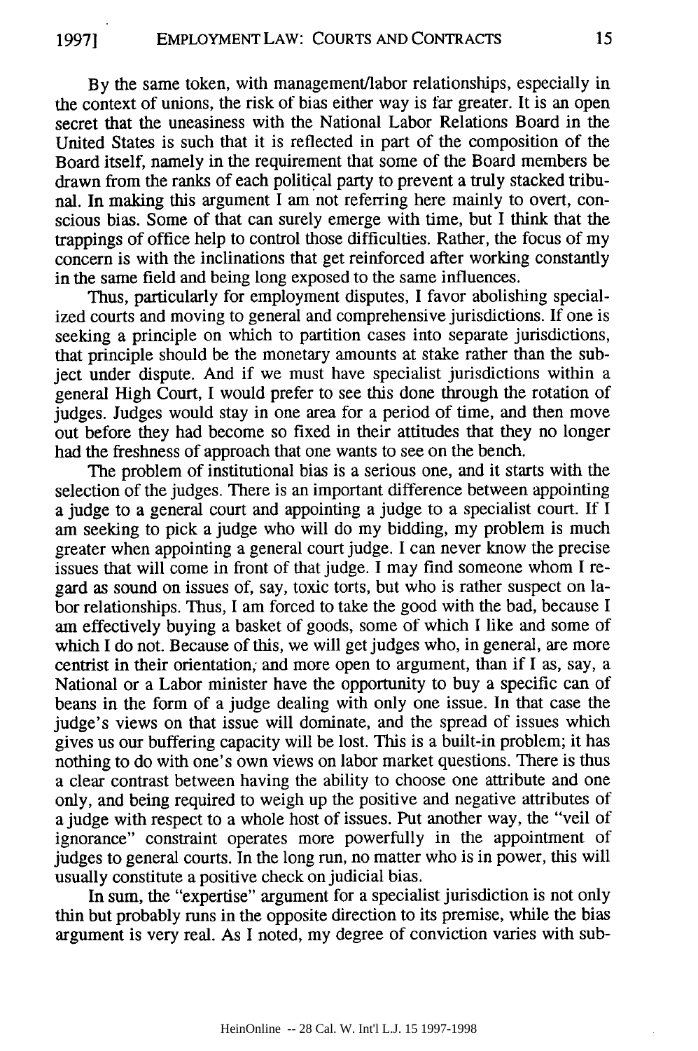By the same token, with management/labor relationships, especially in the context of unions, the risk of bias either way is far greater. It is an open secret that the uneasiness with the National Labor Relations Board in the United States is such that it is reflected in part of the composition of the Board itself, namely in the requirement that some of the Board members be drawn from the ranks of each political party to prevent a truly stacked tribunal. In making this argument I am not referring here mainly to overt, conscious bias. Some of that can surely emerge with time, but I think that the trappings of office help to control those difficulties. Rather, the focus of my concern is with the inclinations that get reinforced after working constantly in the same field and being long exposed to the same influences.

Thus, particularly for employment disputes, I favor abolishing specialized courts and moving to general and comprehensive jurisdictions. If one is seeking a principle on which to partition cases into separate jurisdictions, that principle should be the monetary amounts at stake rather than the subject under dispute. And if we must have specialist jurisdictions within a general High Court, I would prefer to see this done through the rotation of judges. Judges would stay in one area for a period of time, and then move out before they had become so fixed in their attitudes that they no longer had the freshness of approach that one wants to see on the bench.

The problem of institutional bias is a serious one, and it starts with the selection of the judges. There is an important difference between appointing a judge to a general court and appointing a judge to a specialist court. If I am seeking to pick a judge who will do my bidding, my problem is much greater when appointing a general court judge. I can never know the precise issues that will come in front of that judge. I may find someone whom I regard as sound on issues of, say, toxic torts, but who is rather suspect on labor relationships. Thus, I am forced to take the good with the bad, because I am effectively buying a basket of goods, some of which I like and some of which I do not. Because of this, we will get judges who, in general, are more centrist in their orientation, and more open to argument, than if I as, say, a National or a Labor minister have the opportunity to buy a specific can of beans in the form of a judge dealing with only one issue. In that case the judge's views on that issue will dominate, and the spread of issues which gives us our buffering capacity will be lost. This is a built-in problem; it has nothing to do with one's own views on labor market questions. There is thus a clear contrast between having the ability to choose one attribute and one only, and being required to weigh up the positive and negative attributes of a judge with respect to a whole host of issues. Put another way, the "veil of ignorance" constraint operates more powerfully in the appointment of judges to general courts. In the long run, no matter who is in power, this will usually constitute a positive check on judicial bias.

In sum, the "expertise" argument for a specialist jurisdiction is not only thin but probably runs in the opposite direction to its premise, while the bias argument is very real. As I noted, my degree of conviction varies with sub-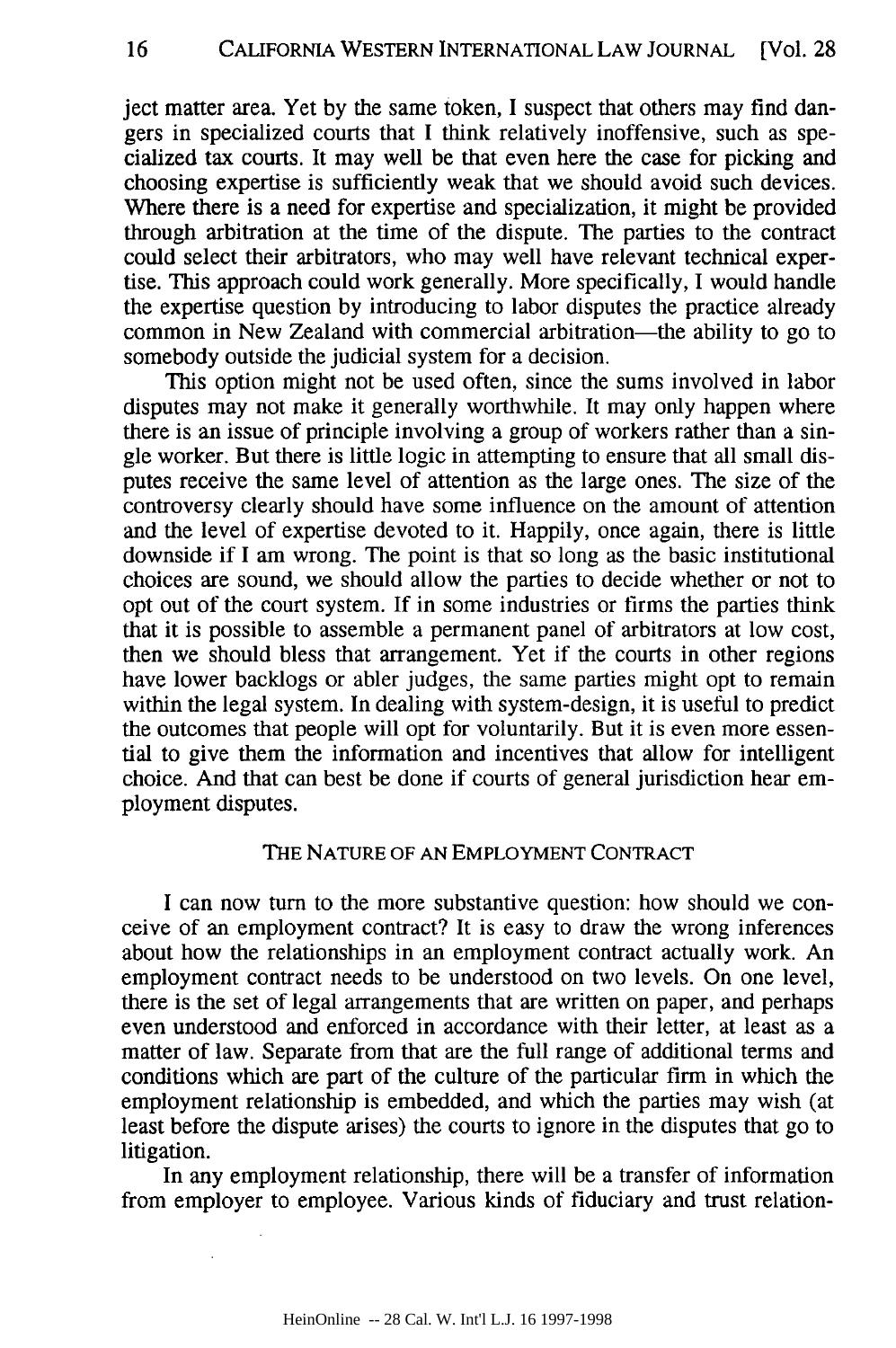ject matter area. Yet by the same token, I suspect that others may find dangers in specialized courts that I think relatively inoffensive, such as specialized tax courts. It may well be that even here the case for picking and choosing expertise is sufficiently weak that we should avoid such devices. Where there is a need for expertise and specialization, it might be provided through arbitration at the time of the dispute. The parties to the contract could select their arbitrators, who may well have relevant technical expertise. This approach could work generally. More specifically, I would handle the expertise question by introducing to labor disputes the practice already common in New Zealand with commercial arbitration—the ability to go to somebody outside the judicial system for a decision.

This option might not be used often, since the sums involved in labor disputes may not make it generally worthwhile. It may only happen where there is an issue of principle involving a group of workers rather than a single worker. But there is little logic in attempting to ensure that all small disputes receive the same level of attention as the large ones. The size of the controversy clearly should have some influence on the amount of attention and the level of expertise devoted to it. Happily, once again, there is little downside if I am wrong. The point is that so long as the basic institutional choices are sound, we should allow the parties to decide whether or not to opt out of the court system. If in some industries or firms the parties think that it is possible to assemble a permanent panel of arbitrators at low cost, then we should bless that arrangement. Yet if the courts in other regions have lower backlogs or abler judges, the same parties might opt to remain within the legal system. In dealing with system-design, it is useful to predict the outcomes that people will opt for voluntarily. But it is even more essential to give them the information and incentives that allow for intelligent choice. And that can best be done if courts of general jurisdiction hear employment disputes.

## THE NATURE OF AN EMPLOYMENT CONTRACT

I can now turn to the more substantive question: how should we conceive of an employment contract? It is easy to draw the wrong inferences about how the relationships in an employment contract actually work. An employment contract needs to be understood on two levels. On one level, there is the set of legal arrangements that are written on paper, and perhaps even understood and enforced in accordance with their letter, at least as a matter of law. Separate from that are the full range of additional terms and conditions which are part of the culture of the particular firm in which the employment relationship is embedded, and which the parties may wish (at least before the dispute arises) the courts to ignore in the disputes that go to litigation.

In any employment relationship, there will be a transfer of information from employer to employee. Various kinds of fiduciary and trust relation-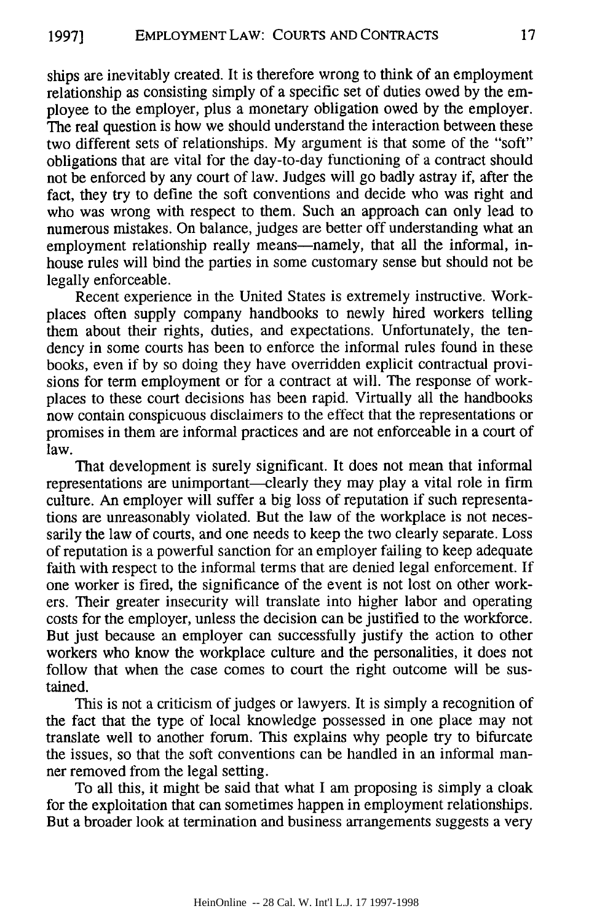ships are inevitably created. It is therefore wrong to think of an employment relationship as consisting simply of a specific set of duties owed by the employee to the employer, plus a monetary obligation owed by the employer. The real question is how we should understand the interaction between these two different sets of relationships. My argument is that some of the "soft" obligations that are vital for the day-to-day functioning of a contract should not be enforced by any court of law. Judges will go badly astray if, after the fact, they try to define the soft conventions and decide who was right and who was wrong with respect to them. Such an approach can only lead to numerous mistakes. On balance, judges are better off understanding what an employment relationship really means—namely, that all the informal, in-house rules will bind the parties in some customary sense but should not be legally enforceable.

Recent experience in the United States is extremely instructive. Workplaces often supply company handbooks to newly hired workers telling them about their rights, duties, and expectations. Unfortunately, the tendency in some courts has been to enforce the informal rules found in these books, even if by so doing they have overridden explicit contractual provisions for term employment or for a contract at will. The response of workplaces to these court decisions has been rapid. Virtually all the handbooks now contain conspicuous disclaimers to the effect that the representations or promises in them are informal practices and are not enforceable in a court of law.

That development is surely significant. It does not mean that informal representations are unimportant—clearly they may play a vital role in firm culture. An employer will suffer a big loss of reputation if such representations are unreasonably violated. But the law of the workplace is not necessarily the law of courts, and one needs to keep the two clearly separate. Loss of reputation is a powerful sanction for an employer failing to keep adequate faith with respect to the informal terms that are denied legal enforcement. If one worker is fired, the significance of the event is not lost on other workers. Their greater insecurity will translate into higher labor and operating costs for the employer, unless the decision can be justified to the workforce. But just because an employer can successfully justify the action to other workers who know the workplace culture and the personalities, it does not follow that when the case comes to court the right outcome will be sustained.

This is not a criticism of judges or lawyers. It is simply a recognition of the fact that the type of local knowledge possessed in one place may not translate well to another forum. This explains why people try to bifurcate the issues, so that the soft conventions can be handled in an informal manner removed from the legal setting.

To all this, it might be said that what I am proposing is simply a cloak for the exploitation that can sometimes happen in employment relationships. But a broader look at termination and business arrangements suggests a very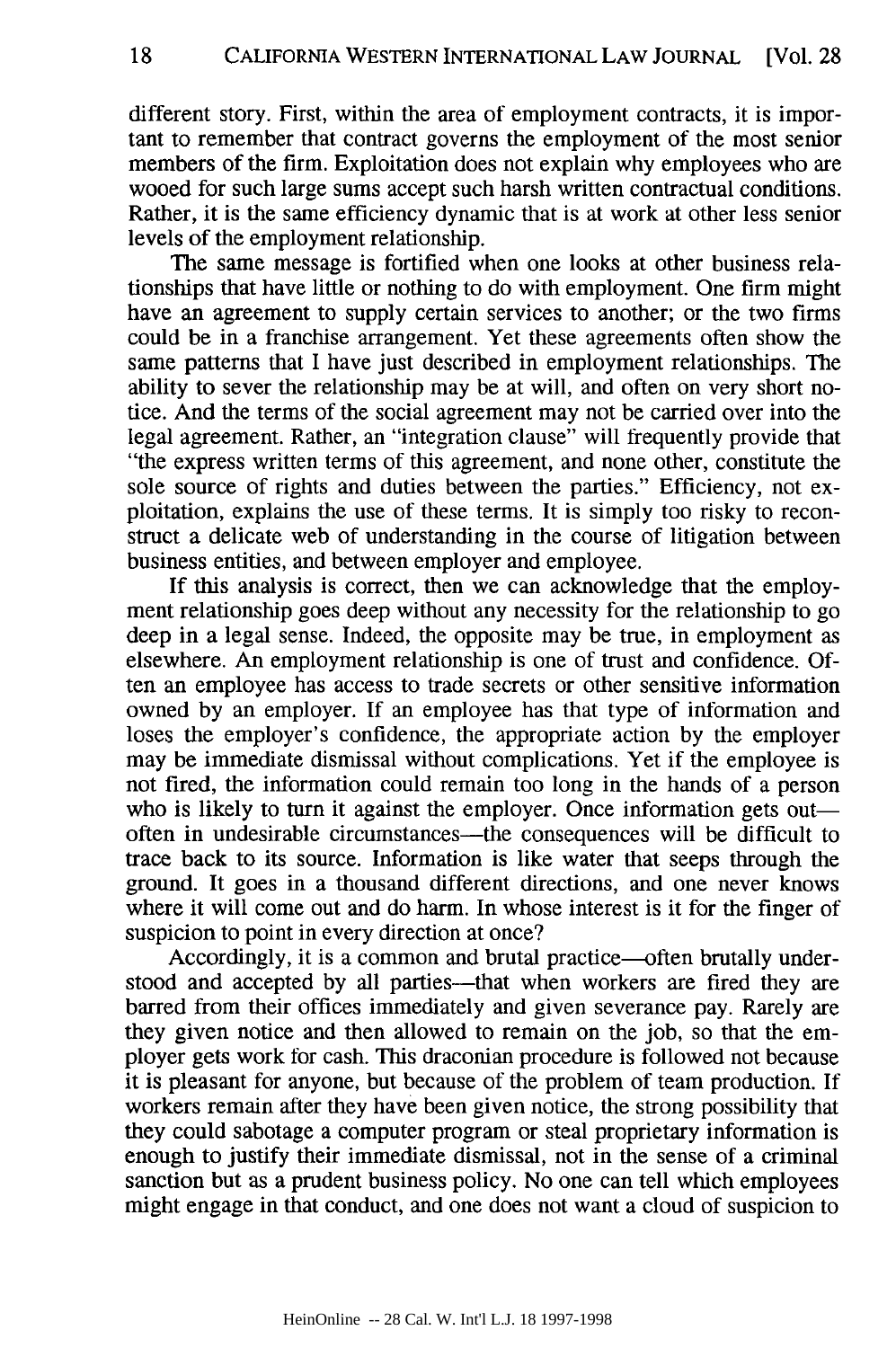different story. First, within the area of employment contracts, it is important to remember that contract governs the employment of the most senior members of the firm. Exploitation does not explain why employees who are wooed for such large sums accept such harsh written contractual conditions. Rather, it is the same efficiency dynamic that is at work at other less senior levels of the employment relationship.

The same message is fortified when one looks at other business relationships that have little or nothing to do with employment. One firm might have an agreement to supply certain services to another; or the two firms could be in a franchise arrangement. Yet these agreements often show the same patterns that I have just described in employment relationships. The ability to sever the relationship may be at will, and often on very short notice. And the terms of the social agreement may not be carried over into the legal agreement. Rather, an "integration clause" will frequently provide that "the express written terms of this agreement, and none other, constitute the sole source of rights and duties between the parties." Efficiency, not exploitation, explains the use of these terms. It is simply too risky to reconstruct a delicate web of understanding in the course of litigation between business entities, and between employer and employee.

If this analysis is correct, then we can acknowledge that the employment relationship goes deep without any necessity for the relationship to go deep in a legal sense. Indeed, the opposite may be true, in employment as elsewhere. An employment relationship is one of trust and confidence. Often an employee has access to trade secrets or other sensitive information owned by an employer. If an employee has that type of information and loses the employer's confidence, the appropriate action by the employer may be immediate dismissal without complications. Yet if the employee is not fired, the information could remain too long in the hands of a person who is likely to turn it against the employer. Once information gets out—often in undesirable circumstances—the consequences will be difficult to trace back to its source. Information is like water that seeps through the ground. It goes in a thousand different directions, and one never knows where it will come out and do harm. In whose interest is it for the finger of suspicion to point in every direction at once?

Accordingly, it is a common and brutal practice—often brutally understood and accepted by all parties—that when workers are fired they are barred from their offices immediately and given severance pay. Rarely are they given notice and then allowed to remain on the job, so that the employer gets work for cash. This draconian procedure is followed not because it is pleasant for anyone, but because of the problem of team production. If workers remain after they have been given notice, the strong possibility that they could sabotage a computer program or steal proprietary information is enough to justify their immediate dismissal, not in the sense of a criminal sanction but as a prudent business policy. No one can tell which employees might engage in that conduct, and one does not want a cloud of suspicion to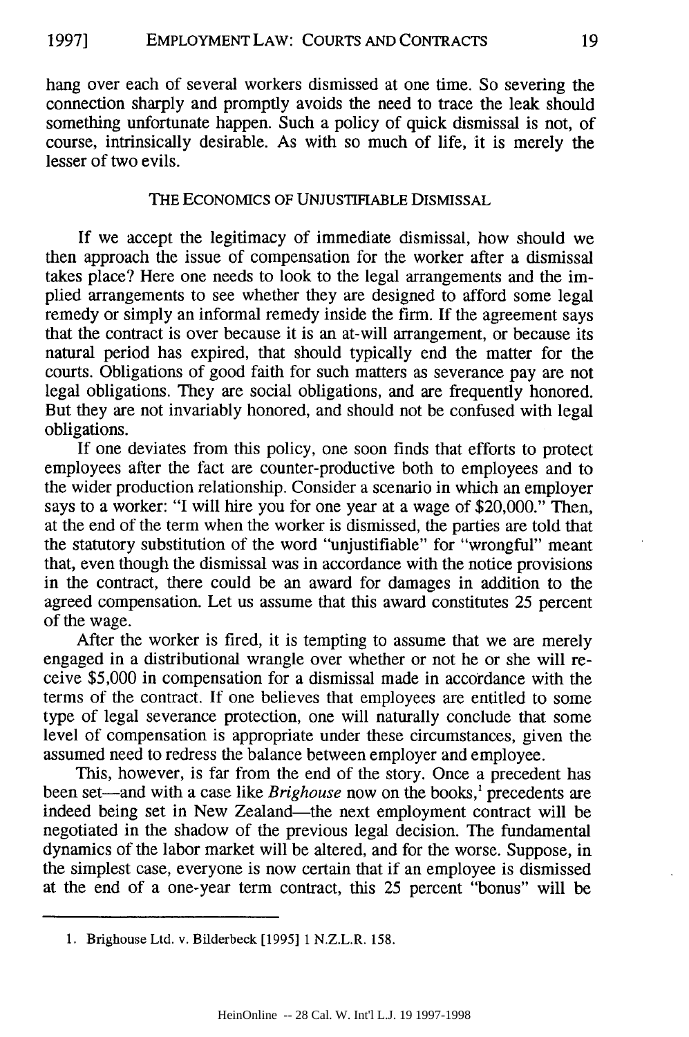hang over each of several workers dismissed at one time. So severing the connection sharply and promptly avoids the need to trace the leak should something unfortunate happen. Such a policy of quick dismissal is not, of course, intrinsically desirable. As with so much of life, it is merely the lesser of two evils.

## THE ECONOMICS OF UNJUSTIFIABLE DISMISSAL

If we accept the legitimacy of immediate dismissal, how should we then approach the issue of compensation for the worker after a dismissal takes place? Here one needs to look to the legal arrangements and the implied arrangements to see whether they are designed to afford some legal remedy or simply an informal remedy inside the firm. If the agreement says that the contract is over because it is an at-will arrangement, or because its natural period has expired, that should typically end the matter for the courts. Obligations of good faith for such matters as severance pay are not legal obligations. They are social obligations, and are frequently honored. But they are not invariably honored, and should not be confused with legal obligations.

If one deviates from this policy, one soon finds that efforts to protect employees after the fact are counter-productive both to employees and to the wider production relationship. Consider a scenario in which an employer says to a worker: "I will hire you for one year at a wage of $20,000." Then, at the end of the term when the worker is dismissed, the parties are told that the statutory substitution of the word "unjustifiable" for "wrongful" meant that, even though the dismissal was in accordance with the notice provisions in the contract, there could be an award for damages in addition to the agreed compensation. Let us assume that this award constitutes 25 percent of the wage.

After the worker is fired, it is tempting to assume that we are merely engaged in a distributional wrangle over whether or not he or she will receive $5,000 in compensation for a dismissal made in accordance with the terms of the contract. If one believes that employees are entitled to some type of legal severance protection, one will naturally conclude that some level of compensation is appropriate under these circumstances, given the assumed need to redress the balance between employer and employee.

This, however, is far from the end of the story. Once a precedent has been set—and with a case like *Brighouse* now on the books,[1] precedents are indeed being set in New Zealand—the next employment contract will be negotiated in the shadow of the previous legal decision. The fundamental dynamics of the labor market will be altered, and for the worse. Suppose, in the simplest case, everyone is now certain that if an employee is dismissed at the end of a one-year term contract, this 25 percent "bonus" will be

---

1. Brighouse Ltd. v. Bilderbeck [1995] 1 N.Z.L.R. 158.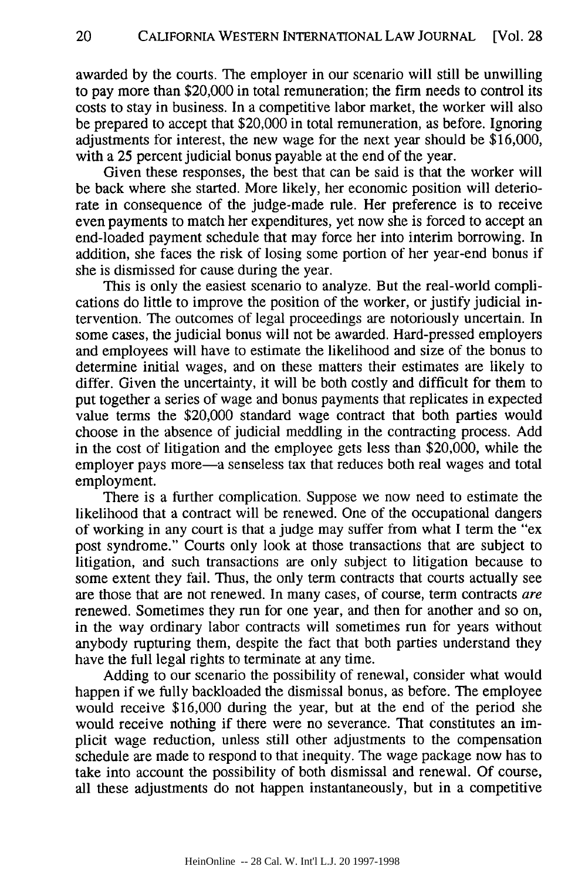awarded by the courts. The employer in our scenario will still be unwilling to pay more than $20,000 in total remuneration; the firm needs to control its costs to stay in business. In a competitive labor market, the worker will also be prepared to accept that $20,000 in total remuneration, as before. Ignoring adjustments for interest, the new wage for the next year should be $16,000, with a 25 percent judicial bonus payable at the end of the year.

Given these responses, the best that can be said is that the worker will be back where she started. More likely, her economic position will deteriorate in consequence of the judge-made rule. Her preference is to receive even payments to match her expenditures, yet now she is forced to accept an end-loaded payment schedule that may force her into interim borrowing. In addition, she faces the risk of losing some portion of her year-end bonus if she is dismissed for cause during the year.

This is only the easiest scenario to analyze. But the real-world complications do little to improve the position of the worker, or justify judicial intervention. The outcomes of legal proceedings are notoriously uncertain. In some cases, the judicial bonus will not be awarded. Hard-pressed employers and employees will have to estimate the likelihood and size of the bonus to determine initial wages, and on these matters their estimates are likely to differ. Given the uncertainty, it will be both costly and difficult for them to put together a series of wage and bonus payments that replicates in expected value terms the $20,000 standard wage contract that both parties would choose in the absence of judicial meddling in the contracting process. Add in the cost of litigation and the employee gets less than $20,000, while the employer pays more—a senseless tax that reduces both real wages and total employment.

There is a further complication. Suppose we now need to estimate the likelihood that a contract will be renewed. One of the occupational dangers of working in any court is that a judge may suffer from what I term the "ex post syndrome." Courts only look at those transactions that are subject to litigation, and such transactions are only subject to litigation because to some extent they fail. Thus, the only term contracts that courts actually see are those that are not renewed. In many cases, of course, term contracts *are* renewed. Sometimes they run for one year, and then for another and so on, in the way ordinary labor contracts will sometimes run for years without anybody rupturing them, despite the fact that both parties understand they have the full legal rights to terminate at any time.

Adding to our scenario the possibility of renewal, consider what would happen if we fully backloaded the dismissal bonus, as before. The employee would receive $16,000 during the year, but at the end of the period she would receive nothing if there were no severance. That constitutes an implicit wage reduction, unless still other adjustments to the compensation schedule are made to respond to that inequity. The wage package now has to take into account the possibility of both dismissal and renewal. Of course, all these adjustments do not happen instantaneously, but in a competitive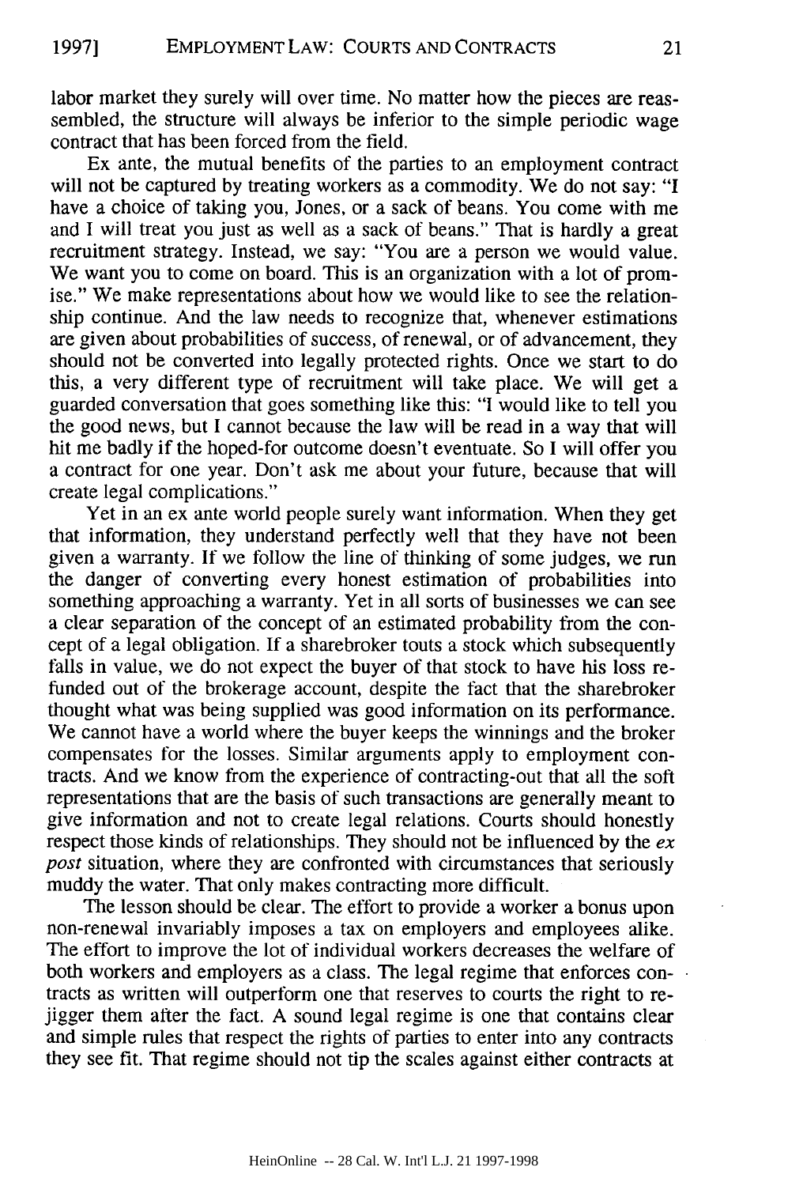labor market they surely will over time. No matter how the pieces are reassembled, the structure will always be inferior to the simple periodic wage contract that has been forced from the field.

Ex ante, the mutual benefits of the parties to an employment contract will not be captured by treating workers as a commodity. We do not say: "I have a choice of taking you, Jones, or a sack of beans. You come with me and I will treat you just as well as a sack of beans." That is hardly a great recruitment strategy. Instead, we say: "You are a person we would value. We want you to come on board. This is an organization with a lot of promise." We make representations about how we would like to see the relationship continue. And the law needs to recognize that, whenever estimations are given about probabilities of success, of renewal, or of advancement, they should not be converted into legally protected rights. Once we start to do this, a very different type of recruitment will take place. We will get a guarded conversation that goes something like this: "I would like to tell you the good news, but I cannot because the law will be read in a way that will hit me badly if the hoped-for outcome doesn't eventuate. So I will offer you a contract for one year. Don't ask me about your future, because that will create legal complications."

Yet in an ex ante world people surely want information. When they get that information, they understand perfectly well that they have not been given a warranty. If we follow the line of thinking of some judges, we run the danger of converting every honest estimation of probabilities into something approaching a warranty. Yet in all sorts of businesses we can see a clear separation of the concept of an estimated probability from the concept of a legal obligation. If a sharebroker touts a stock which subsequently falls in value, we do not expect the buyer of that stock to have his loss refunded out of the brokerage account, despite the fact that the sharebroker thought what was being supplied was good information on its performance. We cannot have a world where the buyer keeps the winnings and the broker compensates for the losses. Similar arguments apply to employment contracts. And we know from the experience of contracting-out that all the soft representations that are the basis of such transactions are generally meant to give information and not to create legal relations. Courts should honestly respect those kinds of relationships. They should not be influenced by the *ex post* situation, where they are confronted with circumstances that seriously muddy the water. That only makes contracting more difficult.

The lesson should be clear. The effort to provide a worker a bonus upon non-renewal invariably imposes a tax on employers and employees alike. The effort to improve the lot of individual workers decreases the welfare of both workers and employers as a class. The legal regime that enforces contracts as written will outperform one that reserves to courts the right to rejigger them after the fact. A sound legal regime is one that contains clear and simple rules that respect the rights of parties to enter into any contracts they see fit. That regime should not tip the scales against either contracts at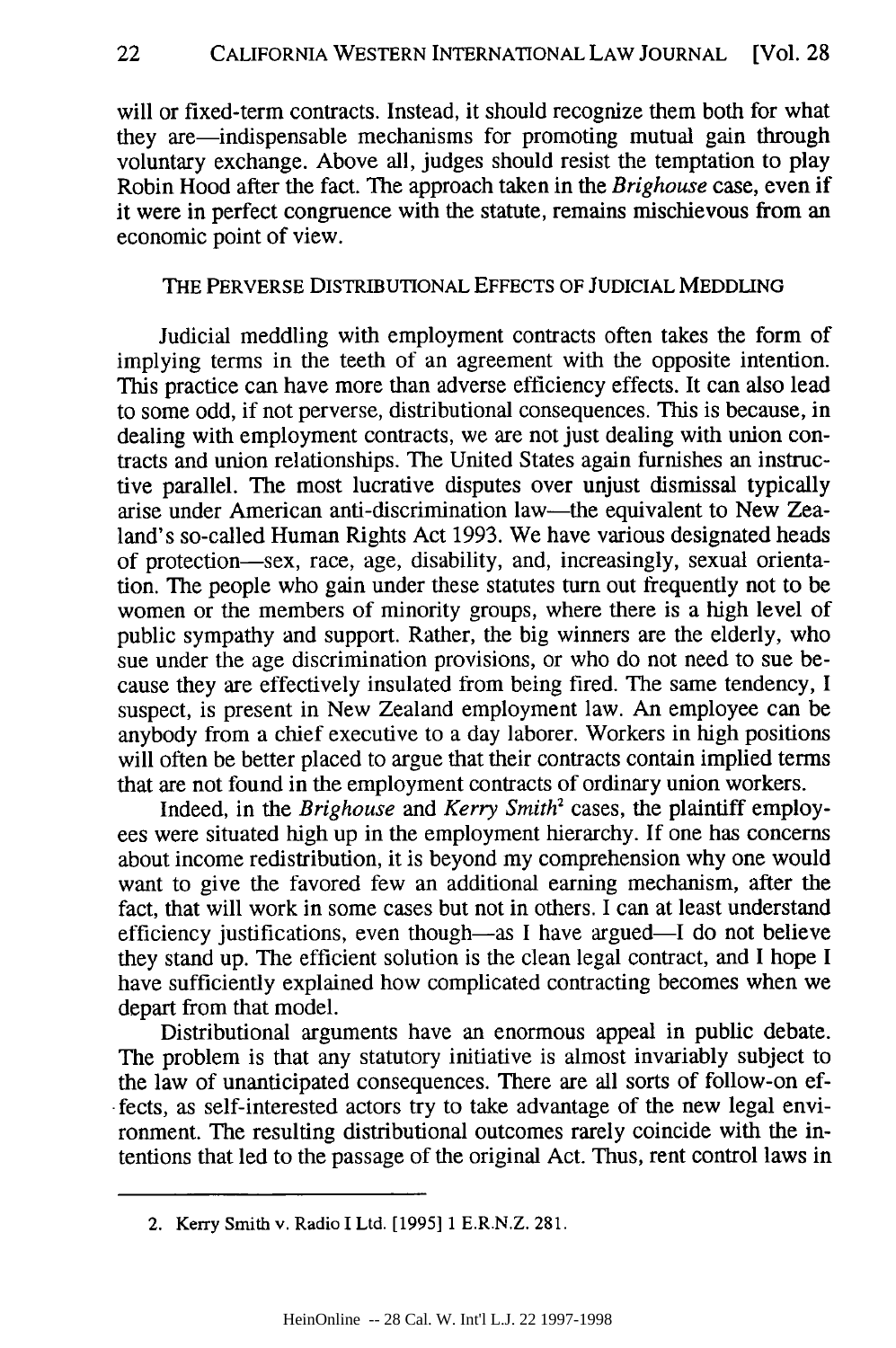will or fixed-term contracts. Instead, it should recognize them both for what they are—indispensable mechanisms for promoting mutual gain through voluntary exchange. Above all, judges should resist the temptation to play Robin Hood after the fact. The approach taken in the *Brighouse* case, even if it were in perfect congruence with the statute, remains mischievous from an economic point of view.

## THE PERVERSE DISTRIBUTIONAL EFFECTS OF JUDICIAL MEDDLING

Judicial meddling with employment contracts often takes the form of implying terms in the teeth of an agreement with the opposite intention. This practice can have more than adverse efficiency effects. It can also lead to some odd, if not perverse, distributional consequences. This is because, in dealing with employment contracts, we are not just dealing with union contracts and union relationships. The United States again furnishes an instructive parallel. The most lucrative disputes over unjust dismissal typically arise under American anti-discrimination law—the equivalent to New Zealand's so-called Human Rights Act 1993. We have various designated heads of protection—sex, race, age, disability, and, increasingly, sexual orientation. The people who gain under these statutes turn out frequently not to be women or the members of minority groups, where there is a high level of public sympathy and support. Rather, the big winners are the elderly, who sue under the age discrimination provisions, or who do not need to sue because they are effectively insulated from being fired. The same tendency, I suspect, is present in New Zealand employment law. An employee can be anybody from a chief executive to a day laborer. Workers in high positions will often be better placed to argue that their contracts contain implied terms that are not found in the employment contracts of ordinary union workers.

Indeed, in the *Brighouse* and *Kerry Smith*[2] cases, the plaintiff employees were situated high up in the employment hierarchy. If one has concerns about income redistribution, it is beyond my comprehension why one would want to give the favored few an additional earning mechanism, after the fact, that will work in some cases but not in others. I can at least understand efficiency justifications, even though—as I have argued—I do not believe they stand up. The efficient solution is the clean legal contract, and I hope I have sufficiently explained how complicated contracting becomes when we depart from that model.

Distributional arguments have an enormous appeal in public debate. The problem is that any statutory initiative is almost invariably subject to the law of unanticipated consequences. There are all sorts of follow-on effects, as self-interested actors try to take advantage of the new legal environment. The resulting distributional outcomes rarely coincide with the intentions that led to the passage of the original Act. Thus, rent control laws in

2. Kerry Smith v. Radio I Ltd. [1995] 1 E.R.N.Z. 281.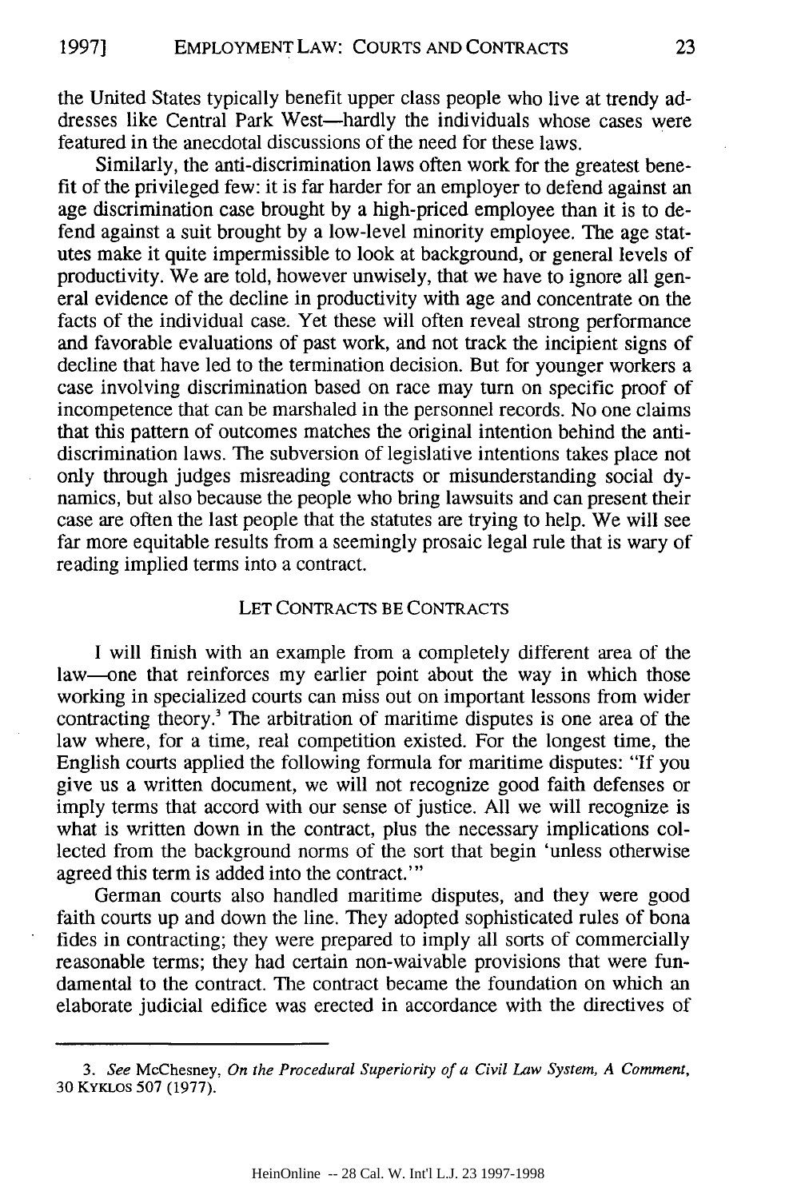the United States typically benefit upper class people who live at trendy addresses like Central Park West—hardly the individuals whose cases were featured in the anecdotal discussions of the need for these laws.

Similarly, the anti-discrimination laws often work for the greatest benefit of the privileged few: it is far harder for an employer to defend against an age discrimination case brought by a high-priced employee than it is to defend against a suit brought by a low-level minority employee. The age statutes make it quite impermissible to look at background, or general levels of productivity. We are told, however unwisely, that we have to ignore all general evidence of the decline in productivity with age and concentrate on the facts of the individual case. Yet these will often reveal strong performance and favorable evaluations of past work, and not track the incipient signs of decline that have led to the termination decision. But for younger workers a case involving discrimination based on race may turn on specific proof of incompetence that can be marshaled in the personnel records. No one claims that this pattern of outcomes matches the original intention behind the anti-discrimination laws. The subversion of legislative intentions takes place not only through judges misreading contracts or misunderstanding social dynamics, but also because the people who bring lawsuits and can present their case are often the last people that the statutes are trying to help. We will see far more equitable results from a seemingly prosaic legal rule that is wary of reading implied terms into a contract.

## LET CONTRACTS BE CONTRACTS

I will finish with an example from a completely different area of the law—one that reinforces my earlier point about the way in which those working in specialized courts can miss out on important lessons from wider contracting theory.[3] The arbitration of maritime disputes is one area of the law where, for a time, real competition existed. For the longest time, the English courts applied the following formula for maritime disputes: "If you give us a written document, we will not recognize good faith defenses or imply terms that accord with our sense of justice. All we will recognize is what is written down in the contract, plus the necessary implications collected from the background norms of the sort that begin 'unless otherwise agreed this term is added into the contract.'"

German courts also handled maritime disputes, and they were good faith courts up and down the line. They adopted sophisticated rules of bona fides in contracting; they were prepared to imply all sorts of commercially reasonable terms; they had certain non-waivable provisions that were fundamental to the contract. The contract became the foundation on which an elaborate judicial edifice was erected in accordance with the directives of

3. *See* McChesney, *On the Procedural Superiority of a Civil Law System, A Comment*, 30 KYKLOS 507 (1977).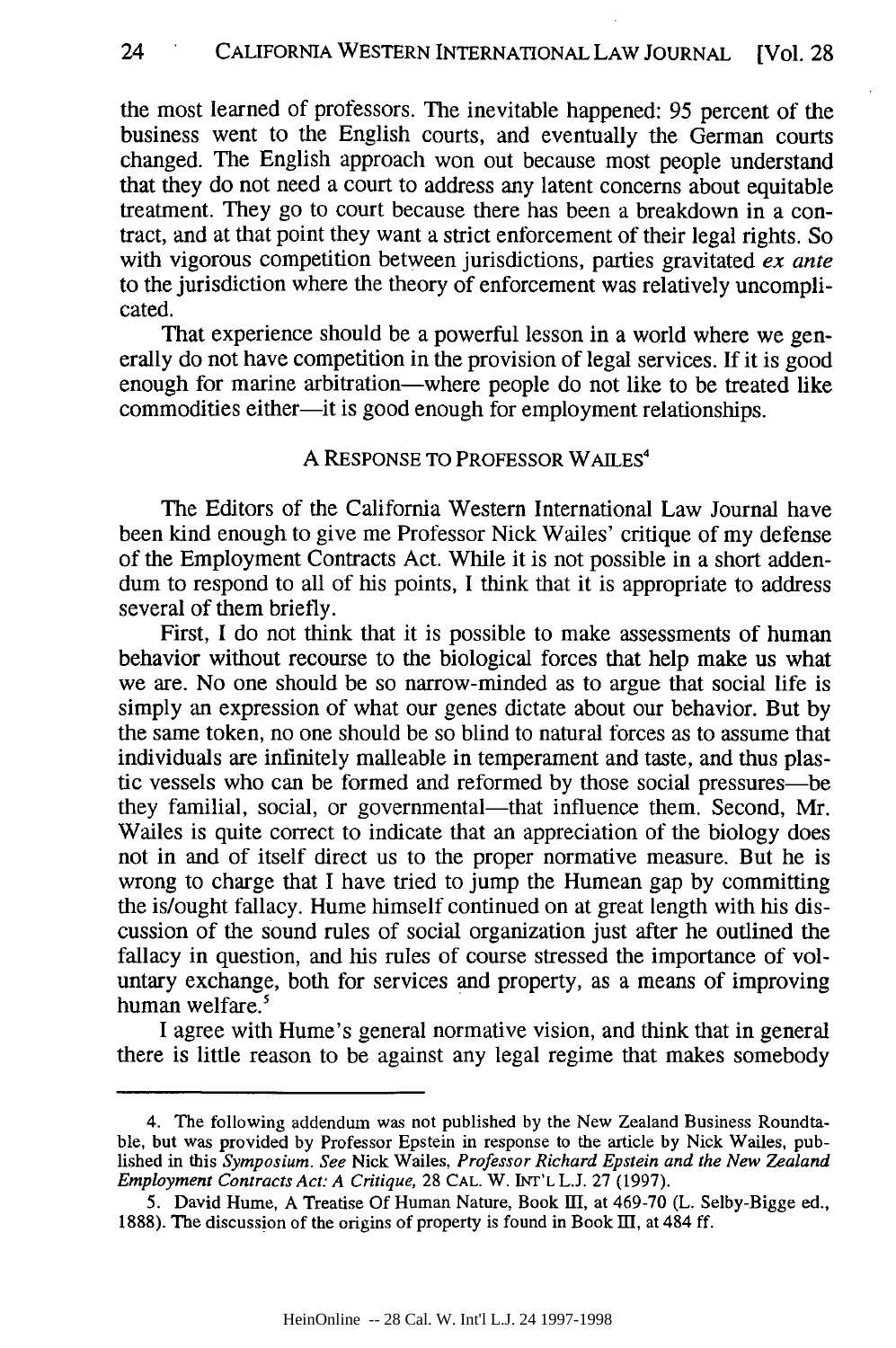the most learned of professors. The inevitable happened: 95 percent of the business went to the English courts, and eventually the German courts changed. The English approach won out because most people understand that they do not need a court to address any latent concerns about equitable treatment. They go to court because there has been a breakdown in a contract, and at that point they want a strict enforcement of their legal rights. So with vigorous competition between jurisdictions, parties gravitated *ex ante* to the jurisdiction where the theory of enforcement was relatively uncomplicated.

That experience should be a powerful lesson in a world where we generally do not have competition in the provision of legal services. If it is good enough for marine arbitration—where people do not like to be treated like commodities either—it is good enough for employment relationships.

## A RESPONSE TO PROFESSOR WAILES[4]

The Editors of the California Western International Law Journal have been kind enough to give me Professor Nick Wailes' critique of my defense of the Employment Contracts Act. While it is not possible in a short addendum to respond to all of his points, I think that it is appropriate to address several of them briefly.

First, I do not think that it is possible to make assessments of human behavior without recourse to the biological forces that help make us what we are. No one should be so narrow-minded as to argue that social life is simply an expression of what our genes dictate about our behavior. But by the same token, no one should be so blind to natural forces as to assume that individuals are infinitely malleable in temperament and taste, and thus plastic vessels who can be formed and reformed by those social pressures—be they familial, social, or governmental—that influence them. Second, Mr. Wailes is quite correct to indicate that an appreciation of the biology does not in and of itself direct us to the proper normative measure. But he is wrong to charge that I have tried to jump the Humean gap by committing the is/ought fallacy. Hume himself continued on at great length with his discussion of the sound rules of social organization just after he outlined the fallacy in question, and his rules of course stressed the importance of voluntary exchange, both for services and property, as a means of improving human welfare.[5]

I agree with Hume's general normative vision, and think that in general there is little reason to be against any legal regime that makes somebody

---

4. The following addendum was not published by the New Zealand Business Roundtable, but was provided by Professor Epstein in response to the article by Nick Wailes, published in this *Symposium*. *See* Nick Wailes, *Professor Richard Epstein and the New Zealand Employment Contracts Act: A Critique*, 28 CAL. W. INT'L L.J. 27 (1997).

5. David Hume, A Treatise Of Human Nature, Book III, at 469-70 (L. Selby-Bigge ed., 1888). The discussion of the origins of property is found in Book III, at 484 ff.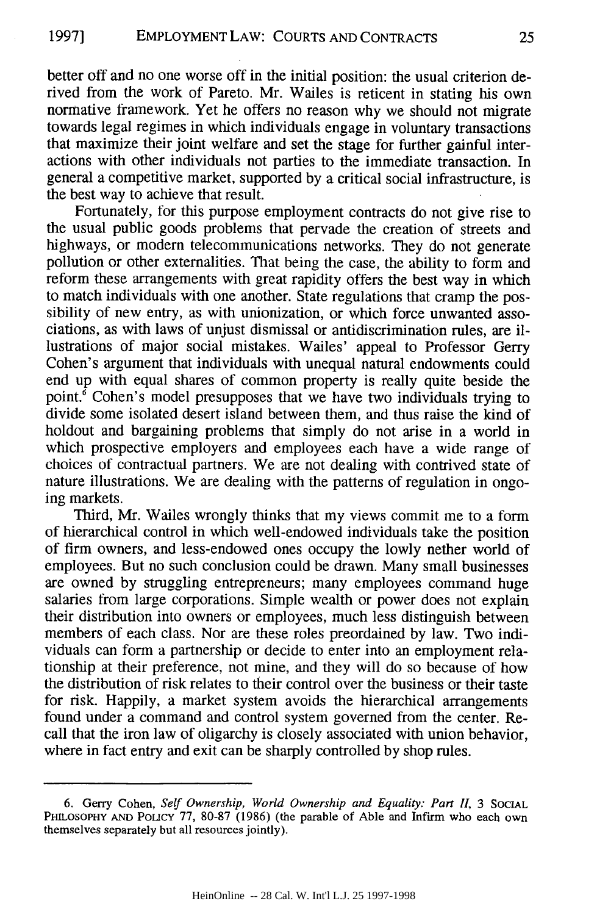better off and no one worse off in the initial position: the usual criterion derived from the work of Pareto. Mr. Wailes is reticent in stating his own normative framework. Yet he offers no reason why we should not migrate towards legal regimes in which individuals engage in voluntary transactions that maximize their joint welfare and set the stage for further gainful interactions with other individuals not parties to the immediate transaction. In general a competitive market, supported by a critical social infrastructure, is the best way to achieve that result.

Fortunately, for this purpose employment contracts do not give rise to the usual public goods problems that pervade the creation of streets and highways, or modern telecommunications networks. They do not generate pollution or other externalities. That being the case, the ability to form and reform these arrangements with great rapidity offers the best way in which to match individuals with one another. State regulations that cramp the possibility of new entry, as with unionization, or which force unwanted associations, as with laws of unjust dismissal or antidiscrimination rules, are illustrations of major social mistakes. Wailes' appeal to Professor Gerry Cohen's argument that individuals with unequal natural endowments could end up with equal shares of common property is really quite beside the point.[6] Cohen's model presupposes that we have two individuals trying to divide some isolated desert island between them, and thus raise the kind of holdout and bargaining problems that simply do not arise in a world in which prospective employers and employees each have a wide range of choices of contractual partners. We are not dealing with contrived state of nature illustrations. We are dealing with the patterns of regulation in ongoing markets.

Third, Mr. Wailes wrongly thinks that my views commit me to a form of hierarchical control in which well-endowed individuals take the position of firm owners, and less-endowed ones occupy the lowly nether world of employees. But no such conclusion could be drawn. Many small businesses are owned by struggling entrepreneurs; many employees command huge salaries from large corporations. Simple wealth or power does not explain their distribution into owners or employees, much less distinguish between members of each class. Nor are these roles preordained by law. Two individuals can form a partnership or decide to enter into an employment relationship at their preference, not mine, and they will do so because of how the distribution of risk relates to their control over the business or their taste for risk. Happily, a market system avoids the hierarchical arrangements found under a command and control system governed from the center. Recall that the iron law of oligarchy is closely associated with union behavior, where in fact entry and exit can be sharply controlled by shop rules.

---

6. Gerry Cohen, *Self Ownership, World Ownership and Equality: Part II*, 3 SOCIAL PHILOSOPHY AND POLICY 77, 80-87 (1986) (the parable of Able and Infirm who each own themselves separately but all resources jointly).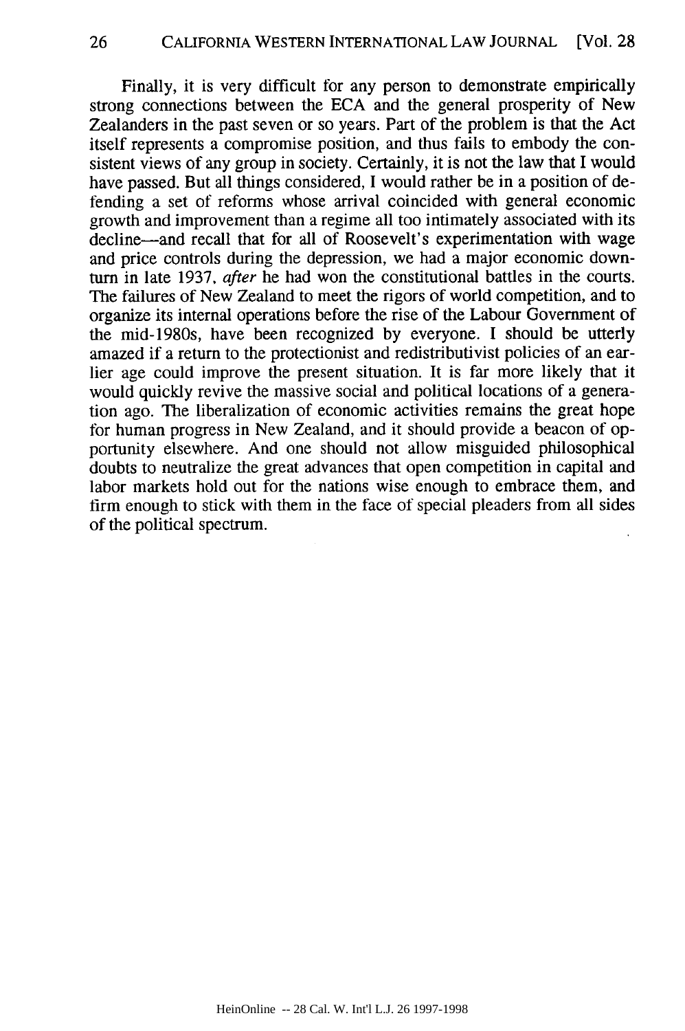Finally, it is very difficult for any person to demonstrate empirically strong connections between the ECA and the general prosperity of New Zealanders in the past seven or so years. Part of the problem is that the Act itself represents a compromise position, and thus fails to embody the consistent views of any group in society. Certainly, it is not the law that I would have passed. But all things considered, I would rather be in a position of defending a set of reforms whose arrival coincided with general economic growth and improvement than a regime all too intimately associated with its decline—and recall that for all of Roosevelt's experimentation with wage and price controls during the depression, we had a major economic downturn in late 1937, *after* he had won the constitutional battles in the courts. The failures of New Zealand to meet the rigors of world competition, and to organize its internal operations before the rise of the Labour Government of the mid-1980s, have been recognized by everyone. I should be utterly amazed if a return to the protectionist and redistributivist policies of an earlier age could improve the present situation. It is far more likely that it would quickly revive the massive social and political locations of a generation ago. The liberalization of economic activities remains the great hope for human progress in New Zealand, and it should provide a beacon of opportunity elsewhere. And one should not allow misguided philosophical doubts to neutralize the great advances that open competition in capital and labor markets hold out for the nations wise enough to embrace them, and firm enough to stick with them in the face of special pleaders from all sides of the political spectrum.